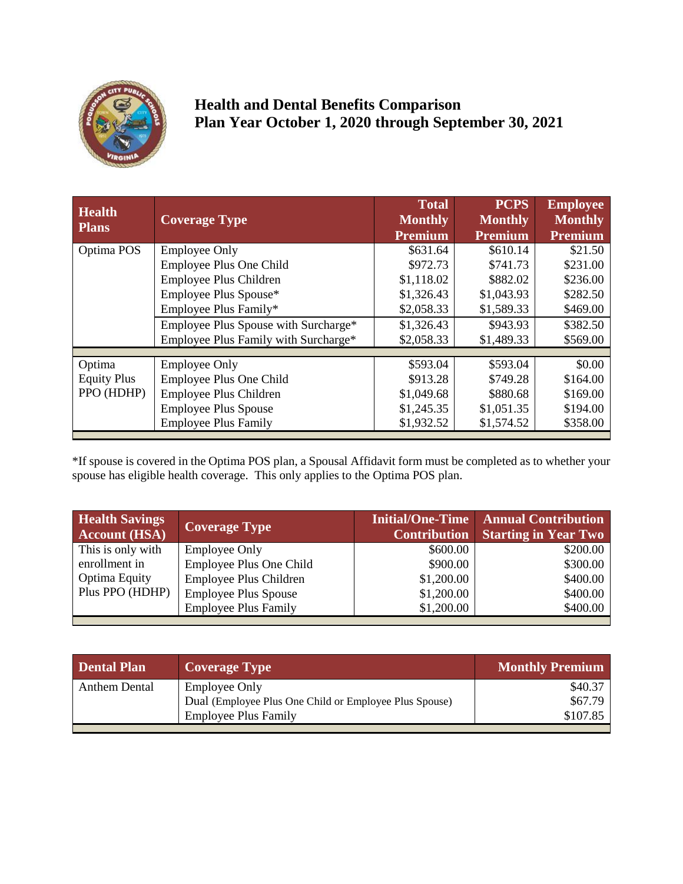# Health and Dental Benefits Comparison
# Plan Year October 1, 2020 through September 30, 2021

| Health Plans | Coverage Type | Total Monthly Premium | PCPS Monthly Premium | Employee Monthly Premium |
|---|---|---|---|---|
| Optima POS | Employee Only | $631.64 | $610.14 | $21.50 |
| | Employee Plus One Child | $972.73 | $741.73 | $231.00 |
| | Employee Plus Children | $1,118.02 | $882.02 | $236.00 |
| | Employee Plus Spouse* | $1,326.43 | $1,043.93 | $282.50 |
| | Employee Plus Family* | $2,058.33 | $1,589.33 | $469.00 |
| | Employee Plus Spouse with Surcharge* | $1,326.43 | $943.93 | $382.50 |
| | Employee Plus Family with Surcharge* | $2,058.33 | $1,489.33 | $569.00 |
| Optima Equity Plus PPO (HDHP) | Employee Only | $593.04 | $593.04 | $0.00 |
| | Employee Plus One Child | $913.28 | $749.28 | $164.00 |
| | Employee Plus Children | $1,049.68 | $880.68 | $169.00 |
| | Employee Plus Spouse | $1,245.35 | $1,051.35 | $194.00 |
| | Employee Plus Family | $1,932.52 | $1,574.52 | $358.00 |

*If spouse is covered in the Optima POS plan, a Spousal Affidavit form must be completed as to whether your spouse has eligible health coverage. This only applies to the Optima POS plan.

| Health Savings Account (HSA) | Coverage Type | Initial/One-Time Contribution | Annual Contribution Starting in Year Two |
|---|---|---|---|
| This is only with enrollment in Optima Equity Plus PPO (HDHP) | Employee Only | $600.00 | $200.00 |
| | Employee Plus One Child | $900.00 | $300.00 |
| | Employee Plus Children | $1,200.00 | $400.00 |
| | Employee Plus Spouse | $1,200.00 | $400.00 |
| | Employee Plus Family | $1,200.00 | $400.00 |

| Dental Plan | Coverage Type | Monthly Premium |
|---|---|---|
| Anthem Dental | Employee Only | $40.37 |
| | Dual (Employee Plus One Child or Employee Plus Spouse) | $67.79 |
| | Employee Plus Family | $107.85 |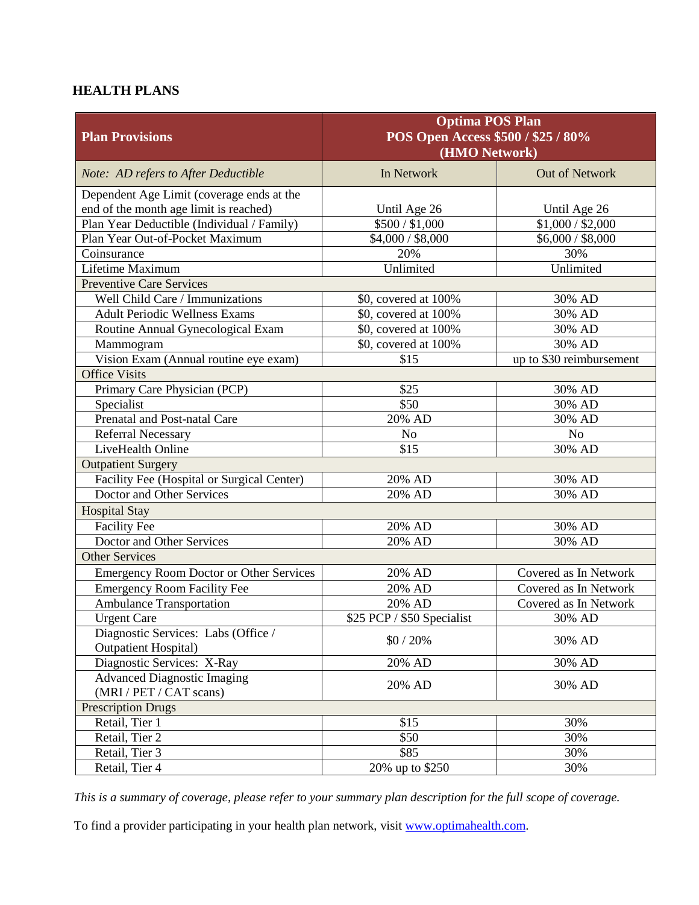## HEALTH PLANS

| Plan Provisions | Optima POS Plan<br>POS Open Access $500 / $25 / 80%<br>(HMO Network) | |
|---|---|---|
| *Note: AD refers to After Deductible* | In Network | Out of Network |
| Dependent Age Limit (coverage ends at the end of the month age limit is reached) | Until Age 26 | Until Age 26 |
| Plan Year Deductible (Individual / Family) | $500 / $1,000 | $1,000 / $2,000 |
| Plan Year Out-of-Pocket Maximum | $4,000 / $8,000 | $6,000 / $8,000 |
| Coinsurance | 20% | 30% |
| Lifetime Maximum | Unlimited | Unlimited |
| Preventive Care Services | | |
| Well Child Care / Immunizations | $0, covered at 100% | 30% AD |
| Adult Periodic Wellness Exams | $0, covered at 100% | 30% AD |
| Routine Annual Gynecological Exam | $0, covered at 100% | 30% AD |
| Mammogram | $0, covered at 100% | 30% AD |
| Vision Exam (Annual routine eye exam) | $15 | up to $30 reimbursement |
| Office Visits | | |
| Primary Care Physician (PCP) | $25 | 30% AD |
| Specialist | $50 | 30% AD |
| Prenatal and Post-natal Care | 20% AD | 30% AD |
| Referral Necessary | No | No |
| LiveHealth Online | $15 | 30% AD |
| Outpatient Surgery | | |
| Facility Fee (Hospital or Surgical Center) | 20% AD | 30% AD |
| Doctor and Other Services | 20% AD | 30% AD |
| Hospital Stay | | |
| Facility Fee | 20% AD | 30% AD |
| Doctor and Other Services | 20% AD | 30% AD |
| Other Services | | |
| Emergency Room Doctor or Other Services | 20% AD | Covered as In Network |
| Emergency Room Facility Fee | 20% AD | Covered as In Network |
| Ambulance Transportation | 20% AD | Covered as In Network |
| Urgent Care | $25 PCP / $50 Specialist | 30% AD |
| Diagnostic Services: Labs (Office / Outpatient Hospital) | $0 / 20% | 30% AD |
| Diagnostic Services: X-Ray | 20% AD | 30% AD |
| Advanced Diagnostic Imaging (MRI / PET / CAT scans) | 20% AD | 30% AD |
| Prescription Drugs | | |
| Retail, Tier 1 | $15 | 30% |
| Retail, Tier 2 | $50 | 30% |
| Retail, Tier 3 | $85 | 30% |
| Retail, Tier 4 | 20% up to $250 | 30% |

*This is a summary of coverage, please refer to your summary plan description for the full scope of coverage.*

To find a provider participating in your health plan network, visit www.optimahealth.com.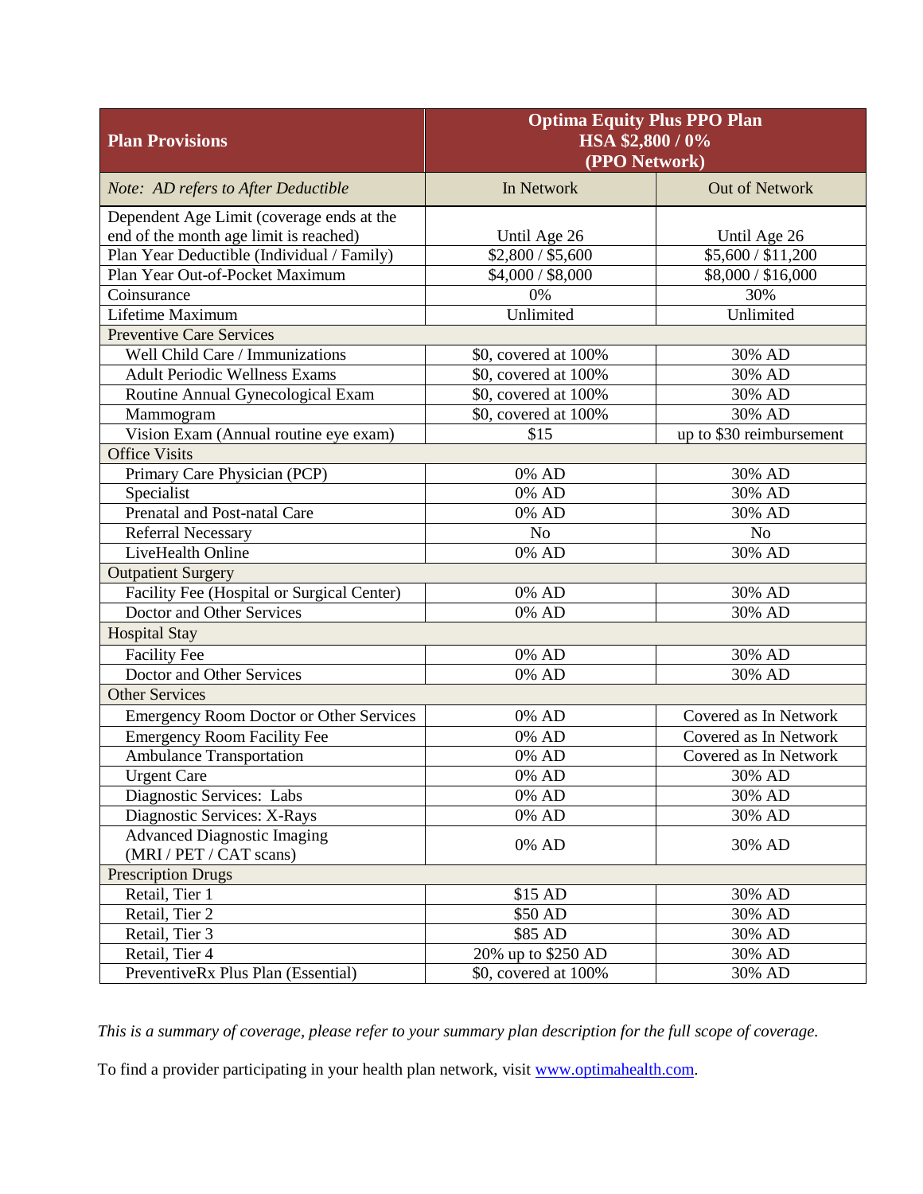| **Plan Provisions** | **Optima Equity Plus PPO Plan HSA $2,800 / 0% (PPO Network)** | |
|---|---|---|
| *Note: AD refers to After Deductible* | In Network | Out of Network |
| Dependent Age Limit (coverage ends at the end of the month age limit is reached) | Until Age 26 | Until Age 26 |
| Plan Year Deductible (Individual / Family) | $2,800 / $5,600 | $5,600 / $11,200 |
| Plan Year Out-of-Pocket Maximum | $4,000 / $8,000 | $8,000 / $16,000 |
| Coinsurance | 0% | 30% |
| Lifetime Maximum | Unlimited | Unlimited |
| Preventive Care Services | | |
| Well Child Care / Immunizations | $0, covered at 100% | 30% AD |
| Adult Periodic Wellness Exams | $0, covered at 100% | 30% AD |
| Routine Annual Gynecological Exam | $0, covered at 100% | 30% AD |
| Mammogram | $0, covered at 100% | 30% AD |
| Vision Exam (Annual routine eye exam) | $15 | up to $30 reimbursement |
| Office Visits | | |
| Primary Care Physician (PCP) | 0% AD | 30% AD |
| Specialist | 0% AD | 30% AD |
| Prenatal and Post-natal Care | 0% AD | 30% AD |
| Referral Necessary | No | No |
| LiveHealth Online | 0% AD | 30% AD |
| Outpatient Surgery | | |
| Facility Fee (Hospital or Surgical Center) | 0% AD | 30% AD |
| Doctor and Other Services | 0% AD | 30% AD |
| Hospital Stay | | |
| Facility Fee | 0% AD | 30% AD |
| Doctor and Other Services | 0% AD | 30% AD |
| Other Services | | |
| Emergency Room Doctor or Other Services | 0% AD | Covered as In Network |
| Emergency Room Facility Fee | 0% AD | Covered as In Network |
| Ambulance Transportation | 0% AD | Covered as In Network |
| Urgent Care | 0% AD | 30% AD |
| Diagnostic Services: Labs | 0% AD | 30% AD |
| Diagnostic Services: X-Rays | 0% AD | 30% AD |
| Advanced Diagnostic Imaging (MRI / PET / CAT scans) | 0% AD | 30% AD |
| Prescription Drugs | | |
| Retail, Tier 1 | $15 AD | 30% AD |
| Retail, Tier 2 | $50 AD | 30% AD |
| Retail, Tier 3 | $85 AD | 30% AD |
| Retail, Tier 4 | 20% up to $250 AD | 30% AD |
| PreventiveRx Plus Plan (Essential) | $0, covered at 100% | 30% AD |

*This is a summary of coverage, please refer to your summary plan description for the full scope of coverage.*

To find a provider participating in your health plan network, visit [www.optimahealth.com](http://www.optimahealth.com).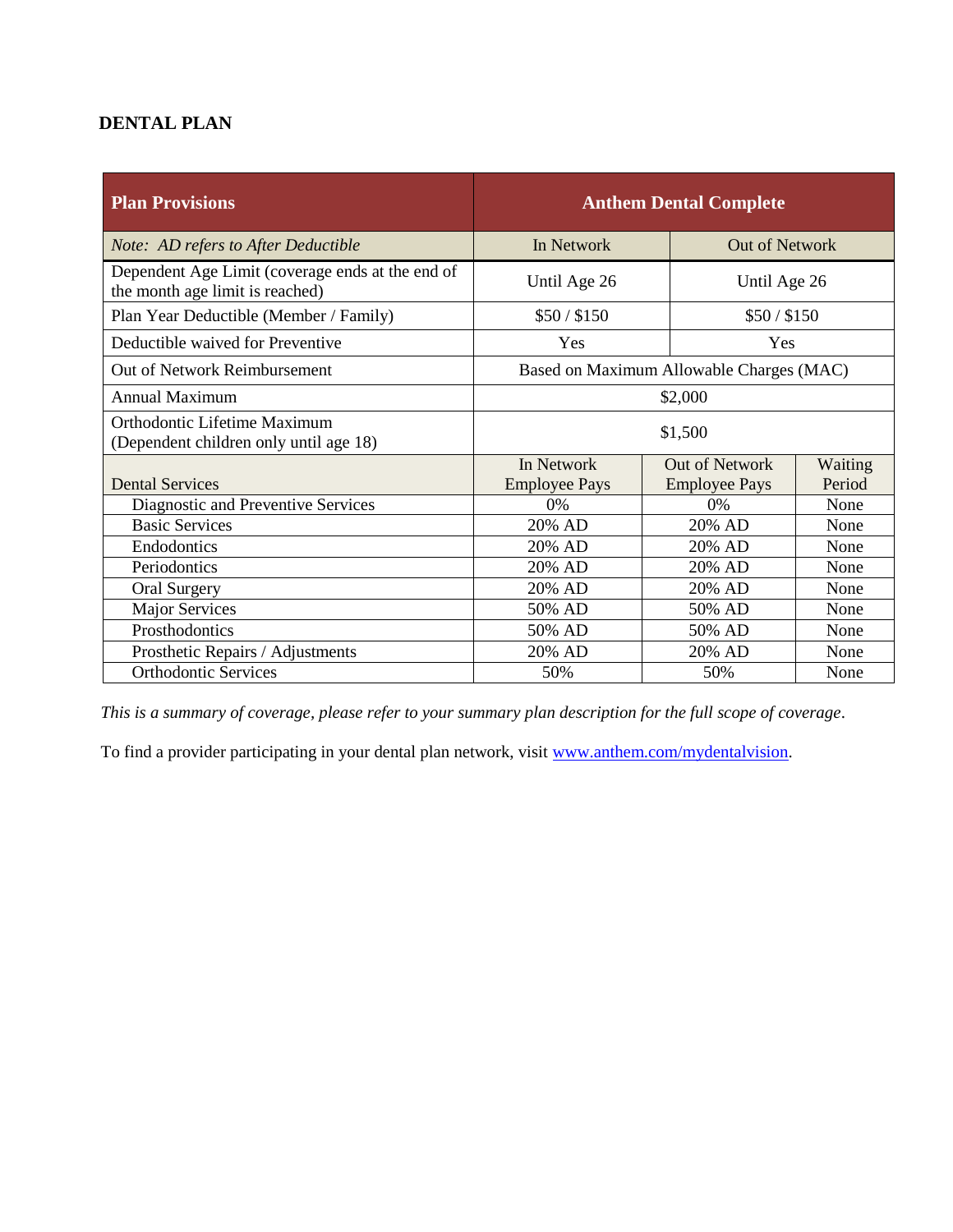## DENTAL PLAN

| **Plan Provisions** | **Anthem Dental Complete** | | |
|---|---|---|---|
| *Note: AD refers to After Deductible* | In Network | Out of Network | |
| Dependent Age Limit (coverage ends at the end of the month age limit is reached) | Until Age 26 | Until Age 26 | |
| Plan Year Deductible (Member / Family) | $50 / $150 | $50 / $150 | |
| Deductible waived for Preventive | Yes | Yes | |
| Out of Network Reimbursement | Based on Maximum Allowable Charges (MAC) | | |
| Annual Maximum | $2,000 | | |
| Orthodontic Lifetime Maximum (Dependent children only until age 18) | $1,500 | | |
| Dental Services | In Network Employee Pays | Out of Network Employee Pays | Waiting Period |
| Diagnostic and Preventive Services | 0% | 0% | None |
| Basic Services | 20% AD | 20% AD | None |
| Endodontics | 20% AD | 20% AD | None |
| Periodontics | 20% AD | 20% AD | None |
| Oral Surgery | 20% AD | 20% AD | None |
| Major Services | 50% AD | 50% AD | None |
| Prosthodontics | 50% AD | 50% AD | None |
| Prosthetic Repairs / Adjustments | 20% AD | 20% AD | None |
| Orthodontic Services | 50% | 50% | None |

*This is a summary of coverage, please refer to your summary plan description for the full scope of coverage.*

To find a provider participating in your dental plan network, visit www.anthem.com/mydentalvision.